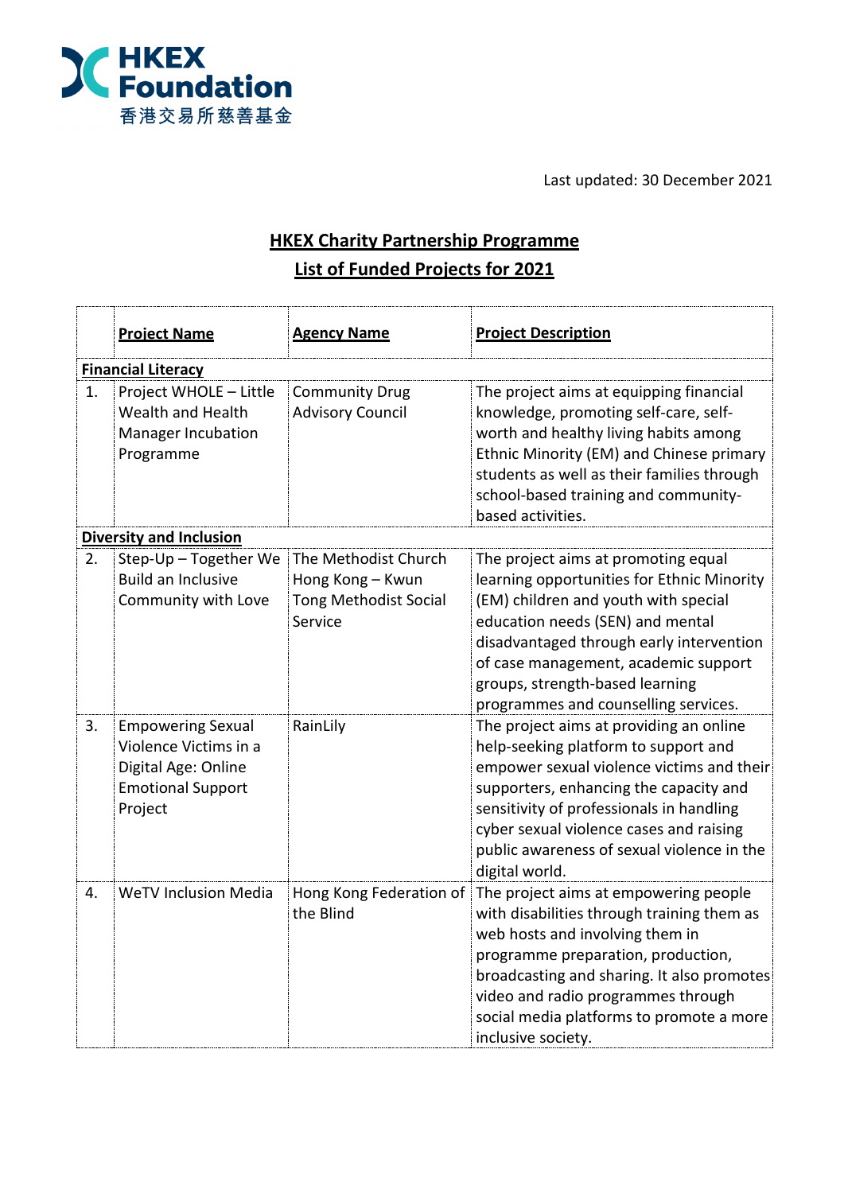HKEX Foundation
香港交易所慈善基金

Last updated: 30 December 2021

# HKEX Charity Partnership Programme
## List of Funded Projects for 2021

| | **Project Name** | **Agency Name** | **Project Description** |
|---|---|---|---|
| **Financial Literacy** | | | |
| 1. | Project WHOLE – Little Wealth and Health Manager Incubation Programme | Community Drug Advisory Council | The project aims at equipping financial knowledge, promoting self-care, self-worth and healthy living habits among Ethnic Minority (EM) and Chinese primary students as well as their families through school-based training and community-based activities. |
| **Diversity and Inclusion** | | | |
| 2. | Step-Up – Together We Build an Inclusive Community with Love | The Methodist Church Hong Kong – Kwun Tong Methodist Social Service | The project aims at promoting equal learning opportunities for Ethnic Minority (EM) children and youth with special education needs (SEN) and mental disadvantaged through early intervention of case management, academic support groups, strength-based learning programmes and counselling services. |
| 3. | Empowering Sexual Violence Victims in a Digital Age: Online Emotional Support Project | RainLily | The project aims at providing an online help-seeking platform to support and empower sexual violence victims and their supporters, enhancing the capacity and sensitivity of professionals in handling cyber sexual violence cases and raising public awareness of sexual violence in the digital world. |
| 4. | WeTV Inclusion Media | Hong Kong Federation of the Blind | The project aims at empowering people with disabilities through training them as web hosts and involving them in programme preparation, production, broadcasting and sharing. It also promotes video and radio programmes through social media platforms to promote a more inclusive society. |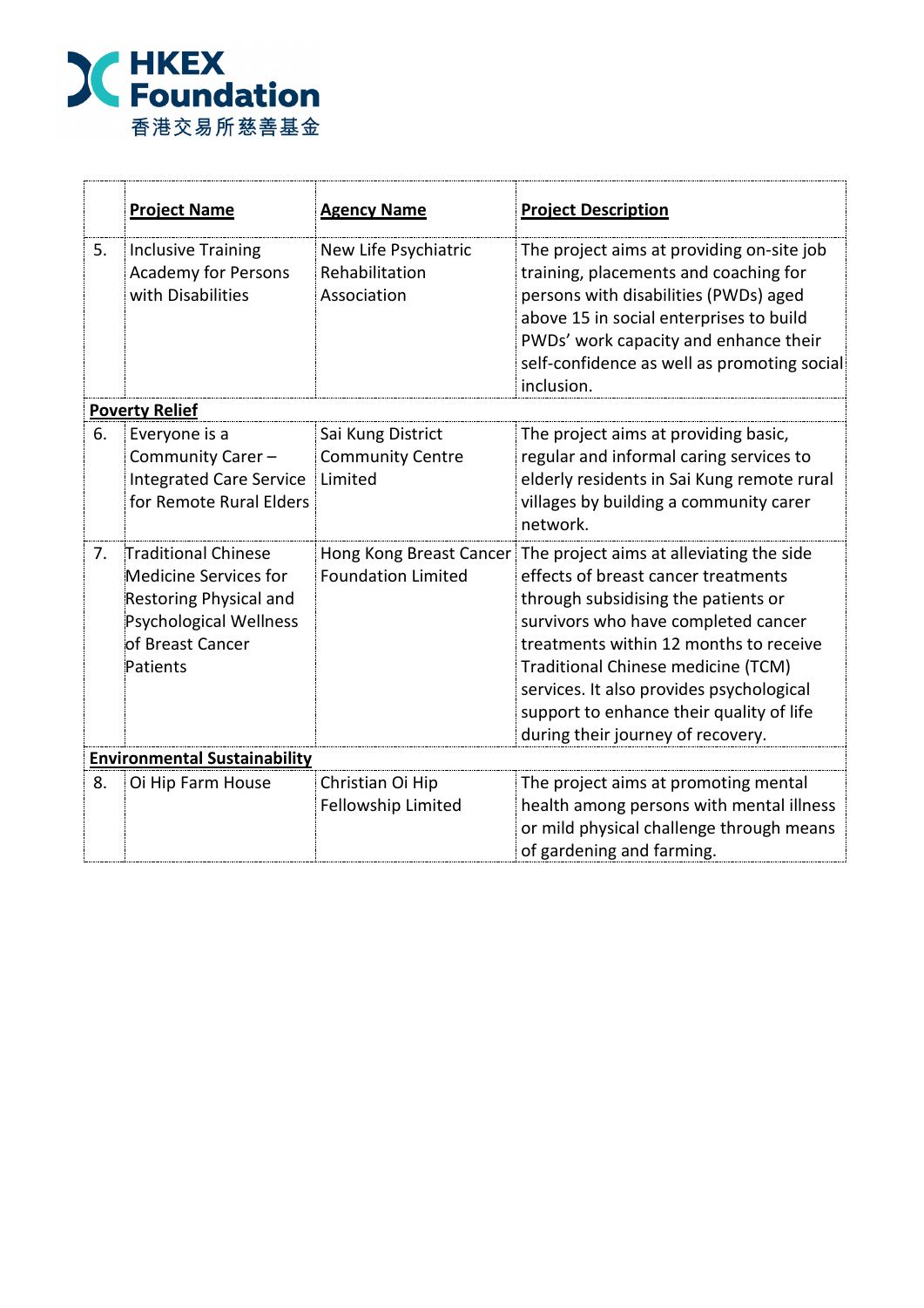| | Project Name | Agency Name | Project Description |
|---|---|---|---|
| 5. | Inclusive Training Academy for Persons with Disabilities | New Life Psychiatric Rehabilitation Association | The project aims at providing on-site job training, placements and coaching for persons with disabilities (PWDs) aged above 15 in social enterprises to build PWDs' work capacity and enhance their self-confidence as well as promoting social inclusion. |
| **Poverty Relief** | | | |
| 6. | Everyone is a Community Carer – Integrated Care Service for Remote Rural Elders | Sai Kung District Community Centre Limited | The project aims at providing basic, regular and informal caring services to elderly residents in Sai Kung remote rural villages by building a community carer network. |
| 7. | Traditional Chinese Medicine Services for Restoring Physical and Psychological Wellness of Breast Cancer Patients | Hong Kong Breast Cancer Foundation Limited | The project aims at alleviating the side effects of breast cancer treatments through subsidising the patients or survivors who have completed cancer treatments within 12 months to receive Traditional Chinese medicine (TCM) services. It also provides psychological support to enhance their quality of life during their journey of recovery. |
| **Environmental Sustainability** | | | |
| 8. | Oi Hip Farm House | Christian Oi Hip Fellowship Limited | The project aims at promoting mental health among persons with mental illness or mild physical challenge through means of gardening and farming. |